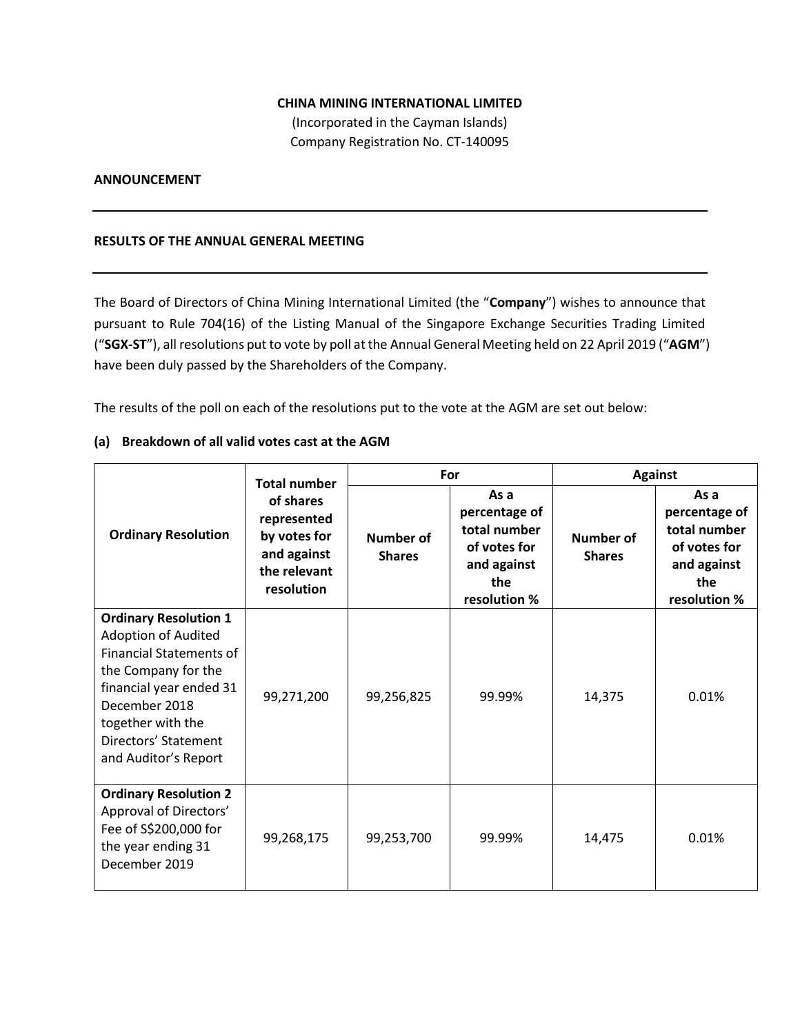**CHINA MINING INTERNATIONAL LIMITED**
(Incorporated in the Cayman Islands)
Company Registration No. CT-140095

**ANNOUNCEMENT**

---

**RESULTS OF THE ANNUAL GENERAL MEETING**

---

The Board of Directors of China Mining International Limited (the "**Company**") wishes to announce that pursuant to Rule 704(16) of the Listing Manual of the Singapore Exchange Securities Trading Limited ("**SGX-ST**"), all resolutions put to vote by poll at the Annual General Meeting held on 22 April 2019 ("**AGM**") have been duly passed by the Shareholders of the Company.

The results of the poll on each of the resolutions put to the vote at the AGM are set out below:

**(a) Breakdown of all valid votes cast at the AGM**

| Ordinary Resolution | Total number of shares represented by votes for and against the relevant resolution | For | | Against | |
|---|---|---|---|---|---|
| | | Number of Shares | As a percentage of total number of votes for and against the resolution % | Number of Shares | As a percentage of total number of votes for and against the resolution % |
| **Ordinary Resolution 1** Adoption of Audited Financial Statements of the Company for the financial year ended 31 December 2018 together with the Directors' Statement and Auditor's Report | 99,271,200 | 99,256,825 | 99.99% | 14,375 | 0.01% |
| **Ordinary Resolution 2** Approval of Directors' Fee of S$200,000 for the year ending 31 December 2019 | 99,268,175 | 99,253,700 | 99.99% | 14,475 | 0.01% |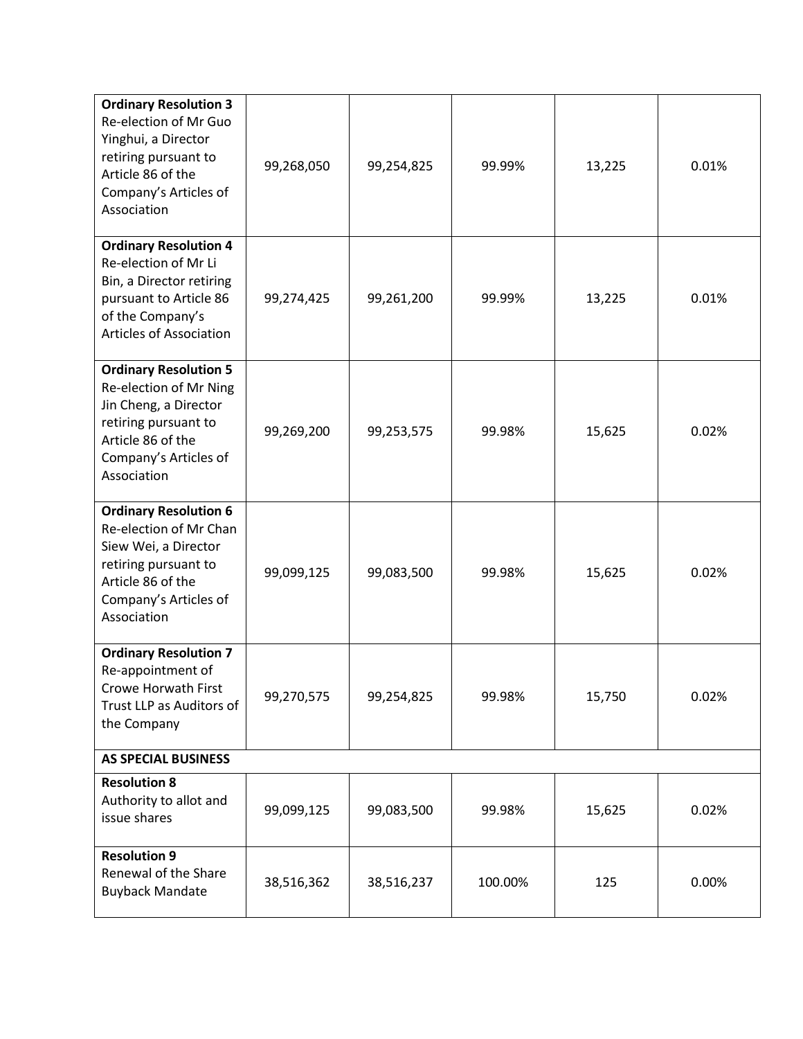| | | | | | |
|---|---|---|---|---|---|
| **Ordinary Resolution 3** Re-election of Mr Guo Yinghui, a Director retiring pursuant to Article 86 of the Company's Articles of Association | 99,268,050 | 99,254,825 | 99.99% | 13,225 | 0.01% |
| **Ordinary Resolution 4** Re-election of Mr Li Bin, a Director retiring pursuant to Article 86 of the Company's Articles of Association | 99,274,425 | 99,261,200 | 99.99% | 13,225 | 0.01% |
| **Ordinary Resolution 5** Re-election of Mr Ning Jin Cheng, a Director retiring pursuant to Article 86 of the Company's Articles of Association | 99,269,200 | 99,253,575 | 99.98% | 15,625 | 0.02% |
| **Ordinary Resolution 6** Re-election of Mr Chan Siew Wei, a Director retiring pursuant to Article 86 of the Company's Articles of Association | 99,099,125 | 99,083,500 | 99.98% | 15,625 | 0.02% |
| **Ordinary Resolution 7** Re-appointment of Crowe Horwath First Trust LLP as Auditors of the Company | 99,270,575 | 99,254,825 | 99.98% | 15,750 | 0.02% |
| **AS SPECIAL BUSINESS** | | | | | |
| **Resolution 8** Authority to allot and issue shares | 99,099,125 | 99,083,500 | 99.98% | 15,625 | 0.02% |
| **Resolution 9** Renewal of the Share Buyback Mandate | 38,516,362 | 38,516,237 | 100.00% | 125 | 0.00% |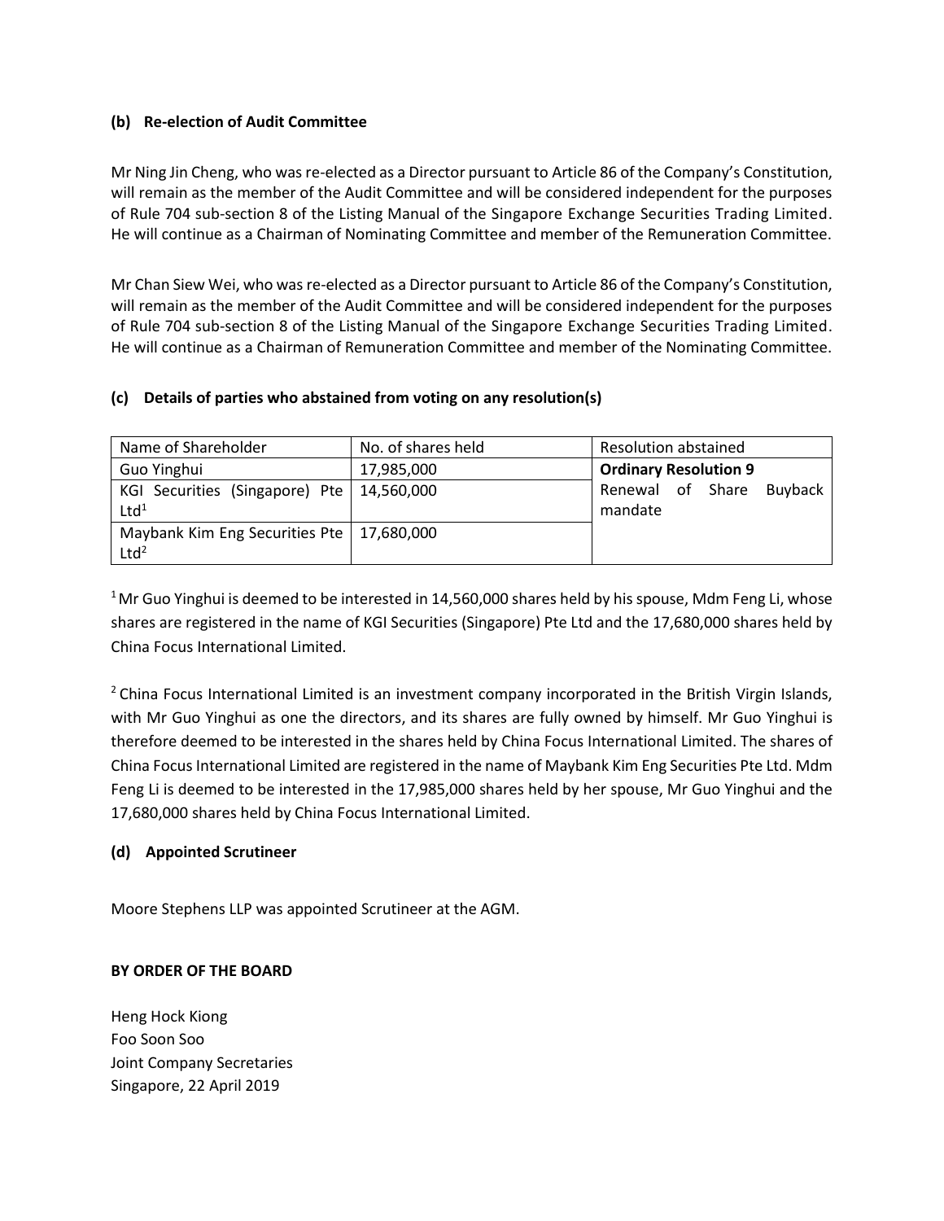**(b) Re-election of Audit Committee**

Mr Ning Jin Cheng, who was re-elected as a Director pursuant to Article 86 of the Company's Constitution, will remain as the member of the Audit Committee and will be considered independent for the purposes of Rule 704 sub-section 8 of the Listing Manual of the Singapore Exchange Securities Trading Limited. He will continue as a Chairman of Nominating Committee and member of the Remuneration Committee.

Mr Chan Siew Wei, who was re-elected as a Director pursuant to Article 86 of the Company's Constitution, will remain as the member of the Audit Committee and will be considered independent for the purposes of Rule 704 sub-section 8 of the Listing Manual of the Singapore Exchange Securities Trading Limited. He will continue as a Chairman of Remuneration Committee and member of the Nominating Committee.

**(c) Details of parties who abstained from voting on any resolution(s)**

| Name of Shareholder | No. of shares held | Resolution abstained |
|---|---|---|
| Guo Yinghui | 17,985,000 | **Ordinary Resolution 9** Renewal of Share Buyback mandate |
| KGI Securities (Singapore) Pte Ltd[1] | 14,560,000 | |
| Maybank Kim Eng Securities Pte Ltd[2] | 17,680,000 | |

[1] Mr Guo Yinghui is deemed to be interested in 14,560,000 shares held by his spouse, Mdm Feng Li, whose shares are registered in the name of KGI Securities (Singapore) Pte Ltd and the 17,680,000 shares held by China Focus International Limited.

[2] China Focus International Limited is an investment company incorporated in the British Virgin Islands, with Mr Guo Yinghui as one the directors, and its shares are fully owned by himself. Mr Guo Yinghui is therefore deemed to be interested in the shares held by China Focus International Limited. The shares of China Focus International Limited are registered in the name of Maybank Kim Eng Securities Pte Ltd. Mdm Feng Li is deemed to be interested in the 17,985,000 shares held by her spouse, Mr Guo Yinghui and the 17,680,000 shares held by China Focus International Limited.

**(d) Appointed Scrutineer**

Moore Stephens LLP was appointed Scrutineer at the AGM.

**BY ORDER OF THE BOARD**

Heng Hock Kiong
Foo Soon Soo
Joint Company Secretaries
Singapore, 22 April 2019